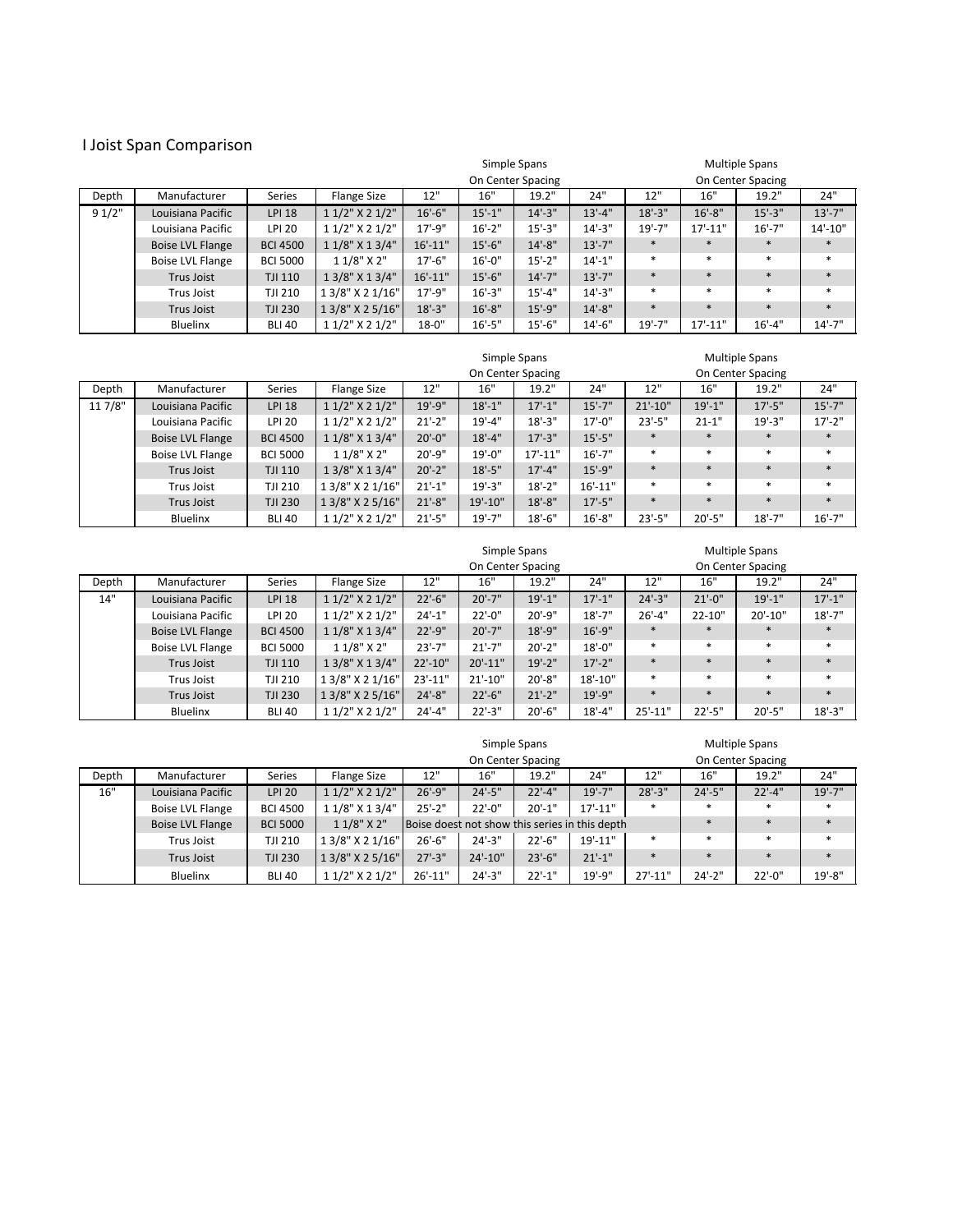# I Joist Span Comparison

| | | | | Simple Spans | | | | Multiple Spans | | | |
|---|---|---|---|---|---|---|---|---|---|---|---|
| | | | | On Center Spacing | | | | On Center Spacing | | | |
| Depth | Manufacturer | Series | Flange Size | 12" | 16" | 19.2" | 24" | 12" | 16" | 19.2" | 24" |
| 9 1/2" | Louisiana Pacific | LPI 18 | 1 1/2" X 2 1/2" | 16'-6" | 15'-1" | 14'-3" | 13'-4" | 18'-3" | 16'-8" | 15'-3" | 13'-7" |
| | Louisiana Pacific | LPI 20 | 1 1/2" X 2 1/2" | 17'-9" | 16'-2" | 15'-3" | 14'-3" | 19'-7" | 17'-11" | 16'-7" | 14'-10" |
| | Boise LVL Flange | BCI 4500 | 1 1/8" X 1 3/4" | 16'-11" | 15'-6" | 14'-8" | 13'-7" | * | * | * | * |
| | Boise LVL Flange | BCI 5000 | 1 1/8" X 2" | 17'-6" | 16'-0" | 15'-2" | 14'-1" | * | * | * | * |
| | Trus Joist | TJI 110 | 1 3/8" X 1 3/4" | 16'-11" | 15'-6" | 14'-7" | 13'-7" | * | * | * | * |
| | Trus Joist | TJI 210 | 1 3/8" X 2 1/16" | 17'-9" | 16'-3" | 15'-4" | 14'-3" | * | * | * | * |
| | Trus Joist | TJI 230 | 1 3/8" X 2 5/16" | 18'-3" | 16'-8" | 15'-9" | 14'-8" | * | * | * | * |
| | Bluelinx | BLI 40 | 1 1/2" X 2 1/2" | 18-0" | 16'-5" | 15'-6" | 14'-6" | 19'-7" | 17'-11" | 16'-4" | 14'-7" |

| | | | | Simple Spans | | | | Multiple Spans | | | |
|---|---|---|---|---|---|---|---|---|---|---|---|
| | | | | On Center Spacing | | | | On Center Spacing | | | |
| Depth | Manufacturer | Series | Flange Size | 12" | 16" | 19.2" | 24" | 12" | 16" | 19.2" | 24" |
| 11 7/8" | Louisiana Pacific | LPI 18 | 1 1/2" X 2 1/2" | 19'-9" | 18'-1" | 17'-1" | 15'-7" | 21'-10" | 19'-1" | 17'-5" | 15'-7" |
| | Louisiana Pacific | LPI 20 | 1 1/2" X 2 1/2" | 21'-2" | 19'-4" | 18'-3" | 17'-0" | 23'-5" | 21-1" | 19'-3" | 17'-2" |
| | Boise LVL Flange | BCI 4500 | 1 1/8" X 1 3/4" | 20'-0" | 18'-4" | 17'-3" | 15'-5" | * | * | * | * |
| | Boise LVL Flange | BCI 5000 | 1 1/8" X 2" | 20'-9" | 19'-0" | 17'-11" | 16'-7" | * | * | * | * |
| | Trus Joist | TJI 110 | 1 3/8" X 1 3/4" | 20'-2" | 18'-5" | 17'-4" | 15'-9" | * | * | * | * |
| | Trus Joist | TJI 210 | 1 3/8" X 2 1/16" | 21'-1" | 19'-3" | 18'-2" | 16'-11" | * | * | * | * |
| | Trus Joist | TJI 230 | 1 3/8" X 2 5/16" | 21'-8" | 19'-10" | 18'-8" | 17'-5" | * | * | * | * |
| | Bluelinx | BLI 40 | 1 1/2" X 2 1/2" | 21'-5" | 19'-7" | 18'-6" | 16'-8" | 23'-5" | 20'-5" | 18'-7" | 16'-7" |

| | | | | Simple Spans | | | | Multiple Spans | | | |
|---|---|---|---|---|---|---|---|---|---|---|---|
| | | | | On Center Spacing | | | | On Center Spacing | | | |
| Depth | Manufacturer | Series | Flange Size | 12" | 16" | 19.2" | 24" | 12" | 16" | 19.2" | 24" |
| 14" | Louisiana Pacific | LPI 18 | 1 1/2" X 2 1/2" | 22'-6" | 20'-7" | 19'-1" | 17'-1" | 24'-3" | 21'-0" | 19'-1" | 17'-1" |
| | Louisiana Pacific | LPI 20 | 1 1/2" X 2 1/2" | 24'-1" | 22'-0" | 20'-9" | 18'-7" | 26'-4" | 22-10" | 20'-10" | 18'-7" |
| | Boise LVL Flange | BCI 4500 | 1 1/8" X 1 3/4" | 22'-9" | 20'-7" | 18'-9" | 16'-9" | * | * | * | * |
| | Boise LVL Flange | BCI 5000 | 1 1/8" X 2" | 23'-7" | 21'-7" | 20'-2" | 18'-0" | * | * | * | * |
| | Trus Joist | TJI 110 | 1 3/8" X 1 3/4" | 22'-10" | 20'-11" | 19'-2" | 17'-2" | * | * | * | * |
| | Trus Joist | TJI 210 | 1 3/8" X 2 1/16" | 23'-11" | 21'-10" | 20'-8" | 18'-10" | * | * | * | * |
| | Trus Joist | TJI 230 | 1 3/8" X 2 5/16" | 24'-8" | 22'-6" | 21'-2" | 19'-9" | * | * | * | * |
| | Bluelinx | BLI 40 | 1 1/2" X 2 1/2" | 24'-4" | 22'-3" | 20'-6" | 18'-4" | 25'-11" | 22'-5" | 20'-5" | 18'-3" |

| | | | | Simple Spans | | | | Multiple Spans | | | |
|---|---|---|---|---|---|---|---|---|---|---|---|
| | | | | On Center Spacing | | | | On Center Spacing | | | |
| Depth | Manufacturer | Series | Flange Size | 12" | 16" | 19.2" | 24" | 12" | 16" | 19.2" | 24" |
| 16" | Louisiana Pacific | LPI 20 | 1 1/2" X 2 1/2" | 26'-9" | 24'-5" | 22'-4" | 19'-7" | 28'-3" | 24'-5" | 22'-4" | 19'-7" |
| | Boise LVL Flange | BCI 4500 | 1 1/8" X 1 3/4" | 25'-2" | 22'-0" | 20'-1" | 17'-11" | * | * | * | * |
| | Boise LVL Flange | BCI 5000 | 1 1/8" X 2" | Boise doest not show this series in this depth | | | | | * | * | * |
| | Trus Joist | TJI 210 | 1 3/8" X 2 1/16" | 26'-6" | 24'-3" | 22'-6" | 19'-11" | * | * | * | * |
| | Trus Joist | TJI 230 | 1 3/8" X 2 5/16" | 27'-3" | 24'-10" | 23'-6" | 21'-1" | * | * | * | * |
| | Bluelinx | BLI 40 | 1 1/2" X 2 1/2" | 26'-11" | 24'-3" | 22'-1" | 19'-9" | 27'-11" | 24'-2" | 22'-0" | 19'-8" |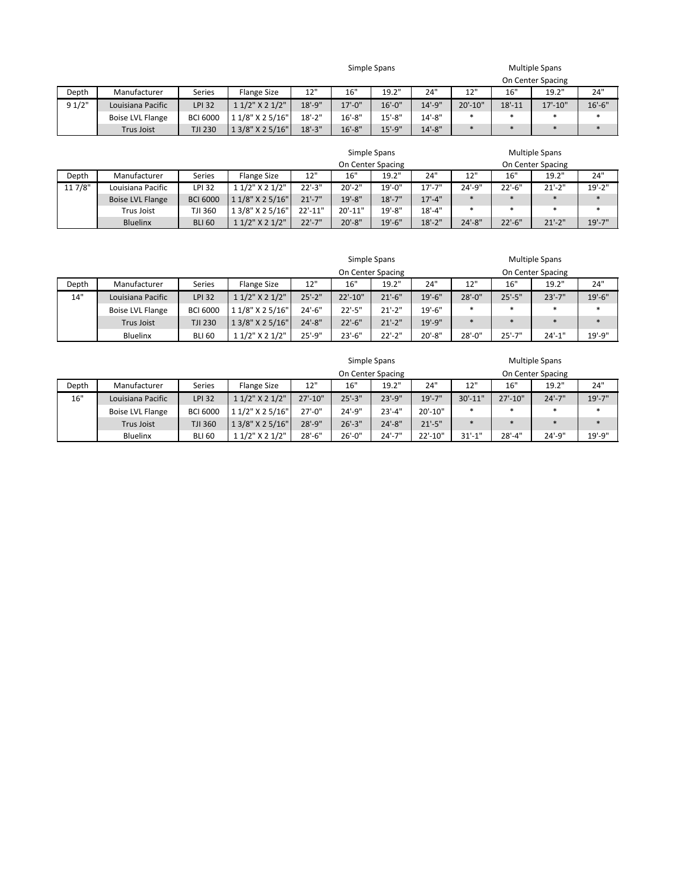| Depth | Manufacturer | Series | Flange Size | Simple Spans 12" | 16" | 19.2" | 24" | Multiple Spans On Center Spacing 12" | 16" | 19.2" | 24" |
|---|---|---|---|---|---|---|---|---|---|---|---|
| 9 1/2" | Louisiana Pacific | LPI 32 | 1 1/2" X 2 1/2" | 18'-9" | 17'-0" | 16'-0" | 14'-9" | 20'-10" | 18'-11 | 17'-10" | 16'-6" |
| | Boise LVL Flange | BCI 6000 | 1 1/8" X 2 5/16" | 18'-2" | 16'-8" | 15'-8" | 14'-8" | * | * | * | * |
| | Trus Joist | TJI 230 | 1 3/8" X 2 5/16" | 18'-3" | 16'-8" | 15'-9" | 14'-8" | * | * | * | * |

| Depth | Manufacturer | Series | Flange Size | Simple Spans On Center Spacing 12" | 16" | 19.2" | 24" | Multiple Spans On Center Spacing 12" | 16" | 19.2" | 24" |
|---|---|---|---|---|---|---|---|---|---|---|---|
| 11 7/8" | Louisiana Pacific | LPI 32 | 1 1/2" X 2 1/2" | 22'-3" | 20'-2" | 19'-0" | 17'-7" | 24'-9" | 22'-6" | 21'-2" | 19'-2" |
| | Boise LVL Flange | BCI 6000 | 1 1/8" X 2 5/16" | 21'-7" | 19'-8" | 18'-7" | 17'-4" | * | * | * | * |
| | Trus Joist | TJI 360 | 1 3/8" X 2 5/16" | 22'-11" | 20'-11" | 19'-8" | 18'-4" | * | * | * | * |
| | Bluelinx | BLI 60 | 1 1/2" X 2 1/2" | 22'-7" | 20'-8" | 19'-6" | 18'-2" | 24'-8" | 22'-6" | 21'-2" | 19'-7" |

| Depth | Manufacturer | Series | Flange Size | Simple Spans On Center Spacing 12" | 16" | 19.2" | 24" | Multiple Spans On Center Spacing 12" | 16" | 19.2" | 24" |
|---|---|---|---|---|---|---|---|---|---|---|---|
| 14" | Louisiana Pacific | LPI 32 | 1 1/2" X 2 1/2" | 25'-2" | 22'-10" | 21'-6" | 19'-6" | 28'-0" | 25'-5" | 23'-7" | 19'-6" |
| | Boise LVL Flange | BCI 6000 | 1 1/8" X 2 5/16" | 24'-6" | 22'-5" | 21'-2" | 19'-6" | * | * | * | * |
| | Trus Joist | TJI 230 | 1 3/8" X 2 5/16" | 24'-8" | 22'-6" | 21'-2" | 19'-9" | * | * | * | * |
| | Bluelinx | BLI 60 | 1 1/2" X 2 1/2" | 25'-9" | 23'-6" | 22'-2" | 20'-8" | 28'-0" | 25'-7" | 24'-1" | 19'-9" |

| Depth | Manufacturer | Series | Flange Size | Simple Spans On Center Spacing 12" | 16" | 19.2" | 24" | Multiple Spans On Center Spacing 12" | 16" | 19.2" | 24" |
|---|---|---|---|---|---|---|---|---|---|---|---|
| 16" | Louisiana Pacific | LPI 32 | 1 1/2" X 2 1/2" | 27'-10" | 25'-3" | 23'-9" | 19'-7" | 30'-11" | 27'-10" | 24'-7" | 19'-7" |
| | Boise LVL Flange | BCI 6000 | 1 1/8" X 2 5/16" | 27'-0" | 24'-9" | 23'-4" | 20'-10" | * | * | * | * |
| | Trus Joist | TJI 360 | 1 3/8" X 2 5/16" | 28'-9" | 26'-3" | 24'-8" | 21'-5" | * | * | * | * |
| | Bluelinx | BLI 60 | 1 1/2" X 2 1/2" | 28'-6" | 26'-0" | 24'-7" | 22'-10" | 31'-1" | 28'-4" | 24'-9" | 19'-9" |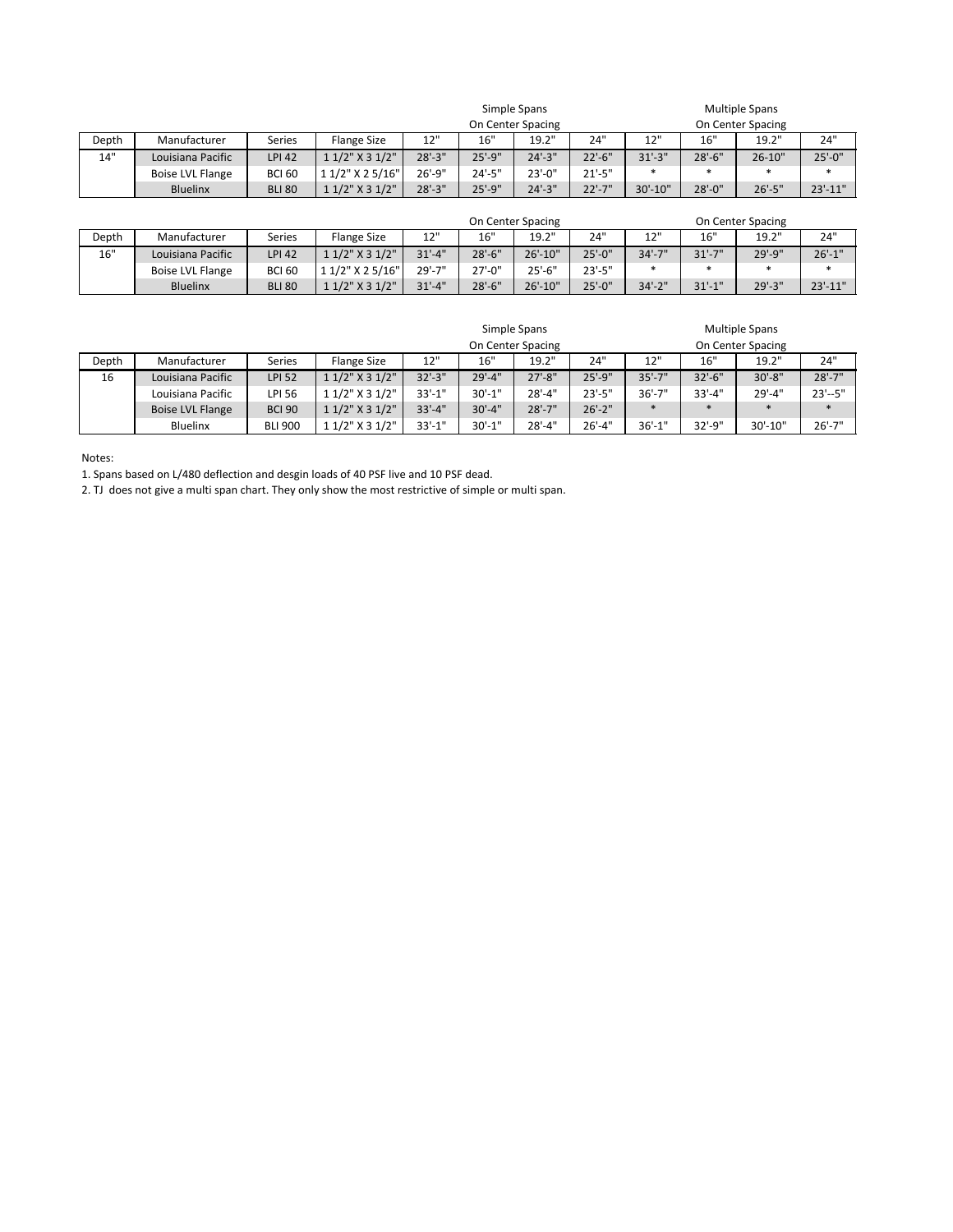| | | | | Simple Spans On Center Spacing | | | | Multiple Spans On Center Spacing | | | |
|---|---|---|---|---|---|---|---|---|---|---|---|
| Depth | Manufacturer | Series | Flange Size | 12" | 16" | 19.2" | 24" | 12" | 16" | 19.2" | 24" |
| 14" | Louisiana Pacific | LPI 42 | 1 1/2" X 3 1/2" | 28'-3" | 25'-9" | 24'-3" | 22'-6" | 31'-3" | 28'-6" | 26-10" | 25'-0" |
| | Boise LVL Flange | BCI 60 | 1 1/2" X 2 5/16" | 26'-9" | 24'-5" | 23'-0" | 21'-5" | * | * | * | * |
| | Bluelinx | BLI 80 | 1 1/2" X 3 1/2" | 28'-3" | 25'-9" | 24'-3" | 22'-7" | 30'-10" | 28'-0" | 26'-5" | 23'-11" |

| | | | | On Center Spacing | | | | On Center Spacing | | | |
|---|---|---|---|---|---|---|---|---|---|---|---|
| Depth | Manufacturer | Series | Flange Size | 12" | 16" | 19.2" | 24" | 12" | 16" | 19.2" | 24" |
| 16" | Louisiana Pacific | LPI 42 | 1 1/2" X 3 1/2" | 31'-4" | 28'-6" | 26'-10" | 25'-0" | 34'-7" | 31'-7" | 29'-9" | 26'-1" |
| | Boise LVL Flange | BCI 60 | 1 1/2" X 2 5/16" | 29'-7" | 27'-0" | 25'-6" | 23'-5" | * | * | * | * |
| | Bluelinx | BLI 80 | 1 1/2" X 3 1/2" | 31'-4" | 28'-6" | 26'-10" | 25'-0" | 34'-2" | 31'-1" | 29'-3" | 23'-11" |

| | | | | Simple Spans On Center Spacing | | | | Multiple Spans On Center Spacing | | | |
|---|---|---|---|---|---|---|---|---|---|---|---|
| Depth | Manufacturer | Series | Flange Size | 12" | 16" | 19.2" | 24" | 12" | 16" | 19.2" | 24" |
| 16 | Louisiana Pacific | LPI 52 | 1 1/2" X 3 1/2" | 32'-3" | 29'-4" | 27'-8" | 25'-9" | 35'-7" | 32'-6" | 30'-8" | 28'-7" |
| | Louisiana Pacific | LPI 56 | 1 1/2" X 3 1/2" | 33'-1" | 30'-1" | 28'-4" | 23'-5" | 36'-7" | 33'-4" | 29'-4" | 23'--5" |
| | Boise LVL Flange | BCI 90 | 1 1/2" X 3 1/2" | 33'-4" | 30'-4" | 28'-7" | 26'-2" | * | * | * | * |
| | Bluelinx | BLI 900 | 1 1/2" X 3 1/2" | 33'-1" | 30'-1" | 28'-4" | 26'-4" | 36'-1" | 32'-9" | 30'-10" | 26'-7" |

Notes:

1. Spans based on L/480 deflection and desgin loads of 40 PSF live and 10 PSF dead.
2. TJ does not give a multi span chart. They only show the most restrictive of simple or multi span.